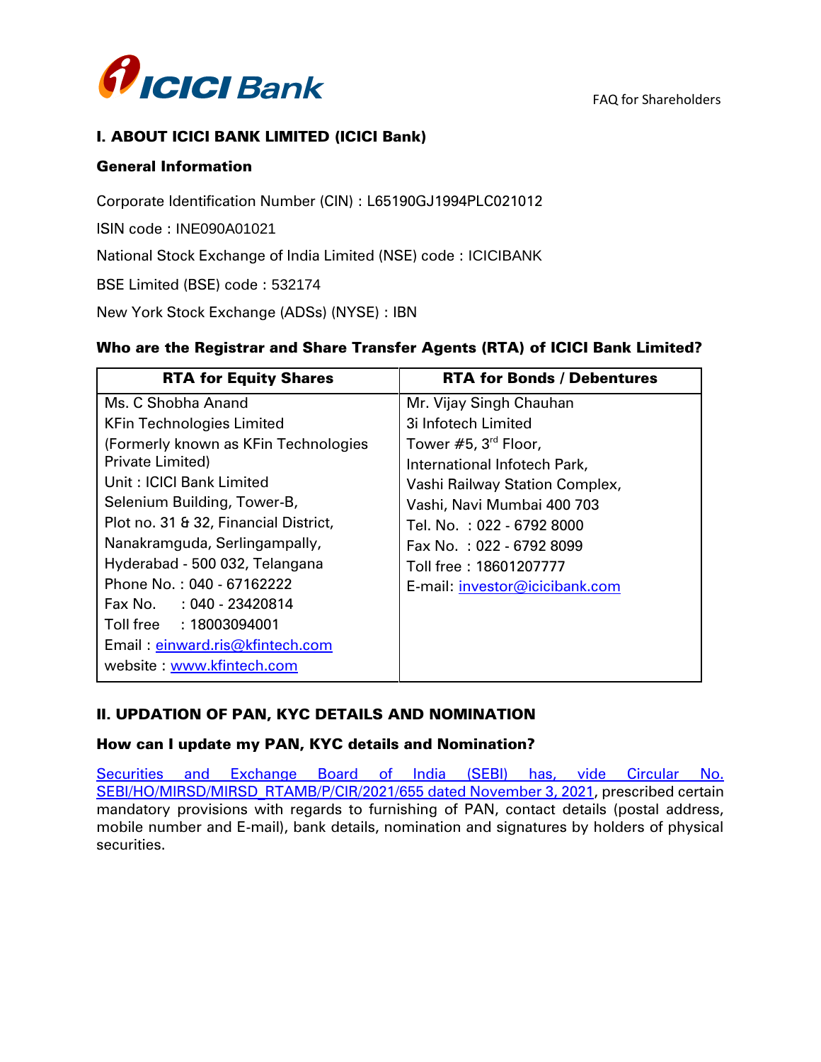# I. ABOUT ICICI BANK LIMITED (ICICI Bank)

## General Information

Corporate Identification Number (CIN) : L65190GJ1994PLC021012

ISIN code : INE090A01021

National Stock Exchange of India Limited (NSE) code : ICICIBANK

BSE Limited (BSE) code : 532174

New York Stock Exchange (ADSs) (NYSE) : IBN

### Who are the Registrar and Share Transfer Agents (RTA) of ICICI Bank Limited?

| RTA for Equity Shares | RTA for Bonds / Debentures |
|---|---|
| Ms. C Shobha Anand<br>KFin Technologies Limited<br>(Formerly known as KFin Technologies Private Limited)<br>Unit : ICICI Bank Limited<br>Selenium Building, Tower-B,<br>Plot no. 31 & 32, Financial District,<br>Nanakramguda, Serlingampally,<br>Hyderabad - 500 032, Telangana<br>Phone No. : 040 - 67162222<br>Fax No. : 040 - 23420814<br>Toll free : 18003094001<br>Email : einward.ris@kfintech.com<br>website : www.kfintech.com | Mr. Vijay Singh Chauhan<br>3i Infotech Limited<br>Tower #5, 3rd Floor,<br>International Infotech Park,<br>Vashi Railway Station Complex,<br>Vashi, Navi Mumbai 400 703<br>Tel. No. : 022 - 6792 8000<br>Fax No. : 022 - 6792 8099<br>Toll free : 18601207777<br>E-mail: investor@icicibank.com |

# II. UPDATION OF PAN, KYC DETAILS AND NOMINATION

### How can I update my PAN, KYC details and Nomination?

Securities and Exchange Board of India (SEBI) has, vide Circular No. SEBI/HO/MIRSD/MIRSD_RTAMB/P/CIR/2021/655 dated November 3, 2021, prescribed certain mandatory provisions with regards to furnishing of PAN, contact details (postal address, mobile number and E-mail), bank details, nomination and signatures by holders of physical securities.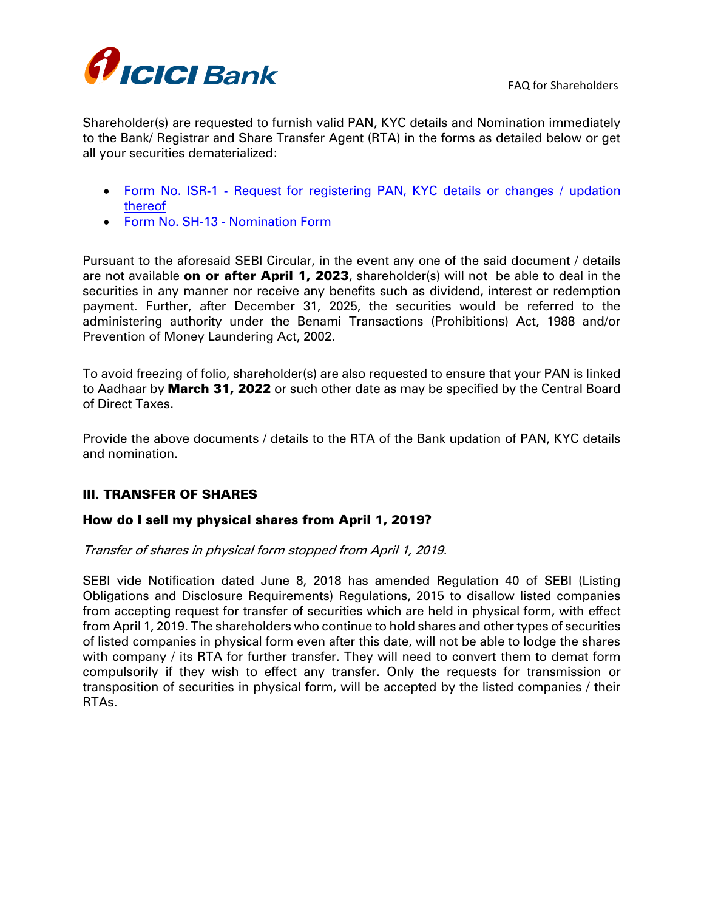Shareholder(s) are requested to furnish valid PAN, KYC details and Nomination immediately to the Bank/ Registrar and Share Transfer Agent (RTA) in the forms as detailed below or get all your securities dematerialized:

- Form No. ISR-1 - Request for registering PAN, KYC details or changes / updation thereof
- Form No. SH-13 - Nomination Form

Pursuant to the aforesaid SEBI Circular, in the event any one of the said document / details are not available **on or after April 1, 2023**, shareholder(s) will not be able to deal in the securities in any manner nor receive any benefits such as dividend, interest or redemption payment. Further, after December 31, 2025, the securities would be referred to the administering authority under the Benami Transactions (Prohibitions) Act, 1988 and/or Prevention of Money Laundering Act, 2002.

To avoid freezing of folio, shareholder(s) are also requested to ensure that your PAN is linked to Aadhaar by **March 31, 2022** or such other date as may be specified by the Central Board of Direct Taxes.

Provide the above documents / details to the RTA of the Bank updation of PAN, KYC details and nomination.

## III. TRANSFER OF SHARES

### How do I sell my physical shares from April 1, 2019?

*Transfer of shares in physical form stopped from April 1, 2019.*

SEBI vide Notification dated June 8, 2018 has amended Regulation 40 of SEBI (Listing Obligations and Disclosure Requirements) Regulations, 2015 to disallow listed companies from accepting request for transfer of securities which are held in physical form, with effect from April 1, 2019. The shareholders who continue to hold shares and other types of securities of listed companies in physical form even after this date, will not be able to lodge the shares with company / its RTA for further transfer. They will need to convert them to demat form compulsorily if they wish to effect any transfer. Only the requests for transmission or transposition of securities in physical form, will be accepted by the listed companies / their RTAs.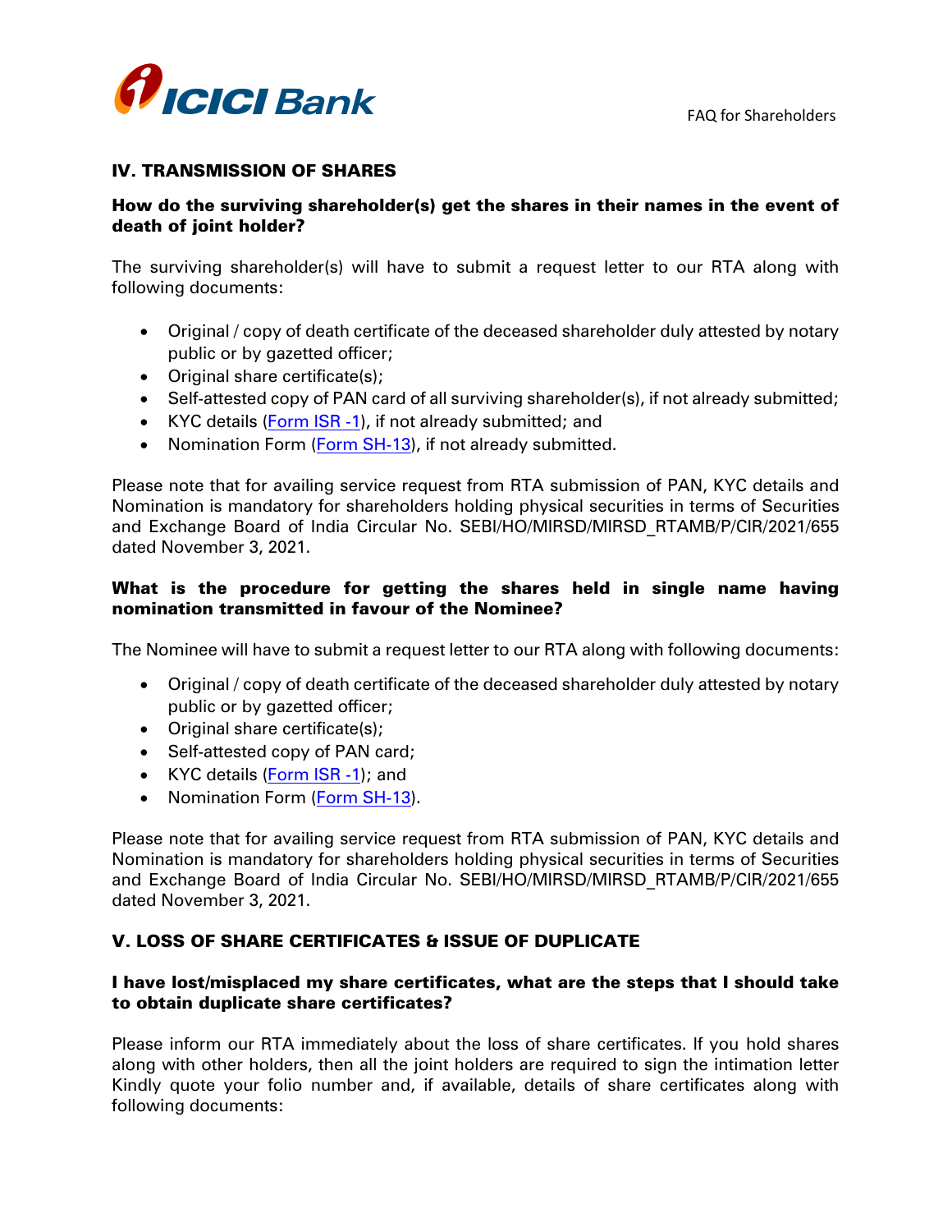## IV. TRANSMISSION OF SHARES

### How do the surviving shareholder(s) get the shares in their names in the event of death of joint holder?

The surviving shareholder(s) will have to submit a request letter to our RTA along with following documents:

- Original / copy of death certificate of the deceased shareholder duly attested by notary public or by gazetted officer;
- Original share certificate(s);
- Self-attested copy of PAN card of all surviving shareholder(s), if not already submitted;
- KYC details (Form ISR -1), if not already submitted; and
- Nomination Form (Form SH-13), if not already submitted.

Please note that for availing service request from RTA submission of PAN, KYC details and Nomination is mandatory for shareholders holding physical securities in terms of Securities and Exchange Board of India Circular No. SEBI/HO/MIRSD/MIRSD_RTAMB/P/CIR/2021/655 dated November 3, 2021.

### What is the procedure for getting the shares held in single name having nomination transmitted in favour of the Nominee?

The Nominee will have to submit a request letter to our RTA along with following documents:

- Original / copy of death certificate of the deceased shareholder duly attested by notary public or by gazetted officer;
- Original share certificate(s);
- Self-attested copy of PAN card;
- KYC details (Form ISR -1); and
- Nomination Form (Form SH-13).

Please note that for availing service request from RTA submission of PAN, KYC details and Nomination is mandatory for shareholders holding physical securities in terms of Securities and Exchange Board of India Circular No. SEBI/HO/MIRSD/MIRSD_RTAMB/P/CIR/2021/655 dated November 3, 2021.

## V. LOSS OF SHARE CERTIFICATES & ISSUE OF DUPLICATE

### I have lost/misplaced my share certificates, what are the steps that I should take to obtain duplicate share certificates?

Please inform our RTA immediately about the loss of share certificates. If you hold shares along with other holders, then all the joint holders are required to sign the intimation letter Kindly quote your folio number and, if available, details of share certificates along with following documents: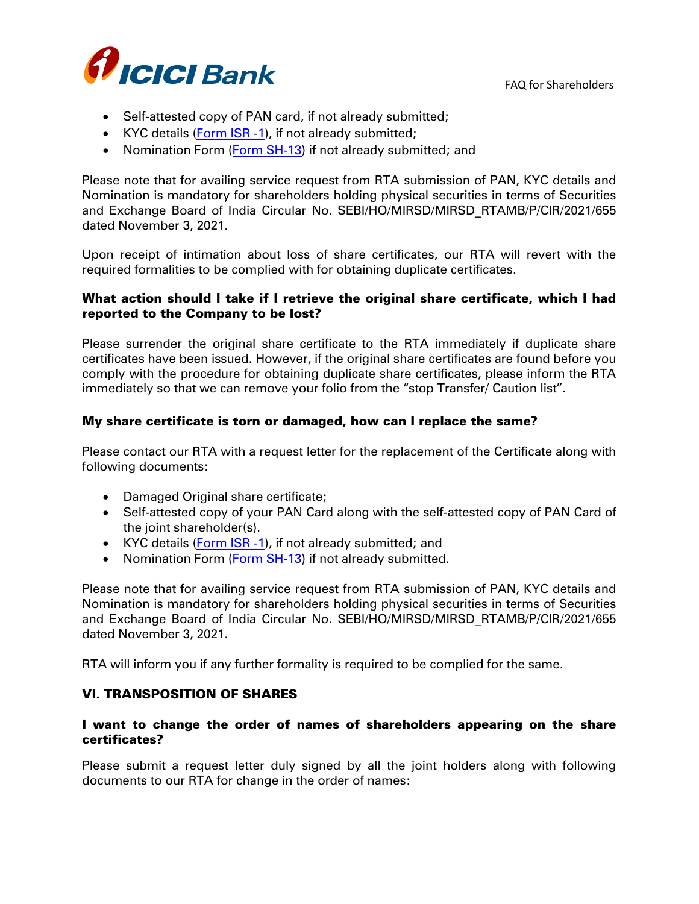- Self-attested copy of PAN card, if not already submitted;
- KYC details (Form ISR -1), if not already submitted;
- Nomination Form (Form SH-13) if not already submitted; and

Please note that for availing service request from RTA submission of PAN, KYC details and Nomination is mandatory for shareholders holding physical securities in terms of Securities and Exchange Board of India Circular No. SEBI/HO/MIRSD/MIRSD_RTAMB/P/CIR/2021/655 dated November 3, 2021.

Upon receipt of intimation about loss of share certificates, our RTA will revert with the required formalities to be complied with for obtaining duplicate certificates.

**What action should I take if I retrieve the original share certificate, which I had reported to the Company to be lost?**

Please surrender the original share certificate to the RTA immediately if duplicate share certificates have been issued. However, if the original share certificates are found before you comply with the procedure for obtaining duplicate share certificates, please inform the RTA immediately so that we can remove your folio from the "stop Transfer/ Caution list".

**My share certificate is torn or damaged, how can I replace the same?**

Please contact our RTA with a request letter for the replacement of the Certificate along with following documents:

- Damaged Original share certificate;
- Self-attested copy of your PAN Card along with the self-attested copy of PAN Card of the joint shareholder(s).
- KYC details (Form ISR -1), if not already submitted; and
- Nomination Form (Form SH-13) if not already submitted.

Please note that for availing service request from RTA submission of PAN, KYC details and Nomination is mandatory for shareholders holding physical securities in terms of Securities and Exchange Board of India Circular No. SEBI/HO/MIRSD/MIRSD_RTAMB/P/CIR/2021/655 dated November 3, 2021.

RTA will inform you if any further formality is required to be complied for the same.

## VI. TRANSPOSITION OF SHARES

**I want to change the order of names of shareholders appearing on the share certificates?**

Please submit a request letter duly signed by all the joint holders along with following documents to our RTA for change in the order of names: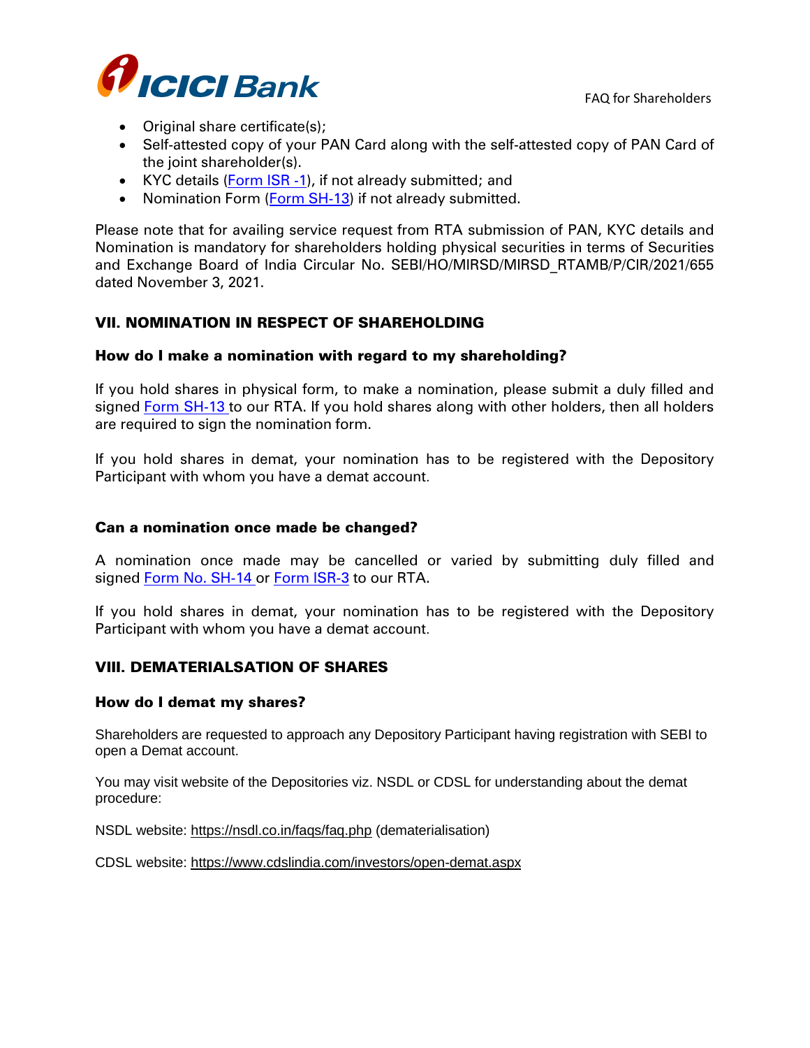- Original share certificate(s);
- Self-attested copy of your PAN Card along with the self-attested copy of PAN Card of the joint shareholder(s).
- KYC details (Form ISR -1), if not already submitted; and
- Nomination Form (Form SH-13) if not already submitted.

Please note that for availing service request from RTA submission of PAN, KYC details and Nomination is mandatory for shareholders holding physical securities in terms of Securities and Exchange Board of India Circular No. SEBI/HO/MIRSD/MIRSD_RTAMB/P/CIR/2021/655 dated November 3, 2021.

## VII. NOMINATION IN RESPECT OF SHAREHOLDING

### How do I make a nomination with regard to my shareholding?

If you hold shares in physical form, to make a nomination, please submit a duly filled and signed Form SH-13 to our RTA. If you hold shares along with other holders, then all holders are required to sign the nomination form.

If you hold shares in demat, your nomination has to be registered with the Depository Participant with whom you have a demat account.

### Can a nomination once made be changed?

A nomination once made may be cancelled or varied by submitting duly filled and signed Form No. SH-14 or Form ISR-3 to our RTA.

If you hold shares in demat, your nomination has to be registered with the Depository Participant with whom you have a demat account.

## VIII. DEMATERIALSATION OF SHARES

### How do I demat my shares?

Shareholders are requested to approach any Depository Participant having registration with SEBI to open a Demat account.

You may visit website of the Depositories viz. NSDL or CDSL for understanding about the demat procedure:

NSDL website: https://nsdl.co.in/faqs/faq.php (dematerialisation)

CDSL website: https://www.cdslindia.com/investors/open-demat.aspx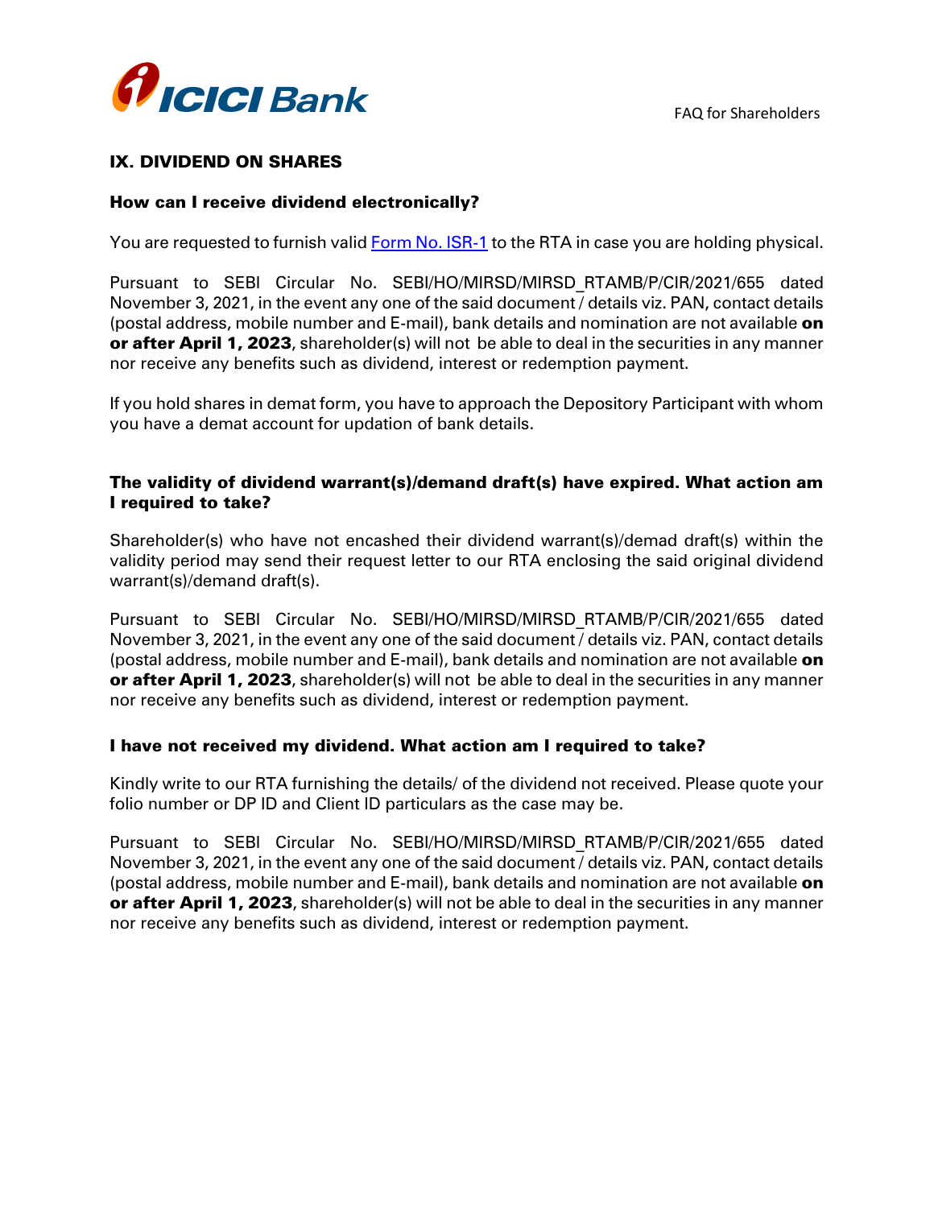## IX. DIVIDEND ON SHARES

### How can I receive dividend electronically?

You are requested to furnish valid [Form No. ISR-1] to the RTA in case you are holding physical.

Pursuant to SEBI Circular No. SEBI/HO/MIRSD/MIRSD_RTAMB/P/CIR/2021/655 dated November 3, 2021, in the event any one of the said document / details viz. PAN, contact details (postal address, mobile number and E-mail), bank details and nomination are not available **on or after April 1, 2023**, shareholder(s) will not be able to deal in the securities in any manner nor receive any benefits such as dividend, interest or redemption payment.

If you hold shares in demat form, you have to approach the Depository Participant with whom you have a demat account for updation of bank details.

### The validity of dividend warrant(s)/demand draft(s) have expired. What action am I required to take?

Shareholder(s) who have not encashed their dividend warrant(s)/demad draft(s) within the validity period may send their request letter to our RTA enclosing the said original dividend warrant(s)/demand draft(s).

Pursuant to SEBI Circular No. SEBI/HO/MIRSD/MIRSD_RTAMB/P/CIR/2021/655 dated November 3, 2021, in the event any one of the said document / details viz. PAN, contact details (postal address, mobile number and E-mail), bank details and nomination are not available **on or after April 1, 2023**, shareholder(s) will not be able to deal in the securities in any manner nor receive any benefits such as dividend, interest or redemption payment.

### I have not received my dividend. What action am I required to take?

Kindly write to our RTA furnishing the details/ of the dividend not received. Please quote your folio number or DP ID and Client ID particulars as the case may be.

Pursuant to SEBI Circular No. SEBI/HO/MIRSD/MIRSD_RTAMB/P/CIR/2021/655 dated November 3, 2021, in the event any one of the said document / details viz. PAN, contact details (postal address, mobile number and E-mail), bank details and nomination are not available **on or after April 1, 2023**, shareholder(s) will not be able to deal in the securities in any manner nor receive any benefits such as dividend, interest or redemption payment.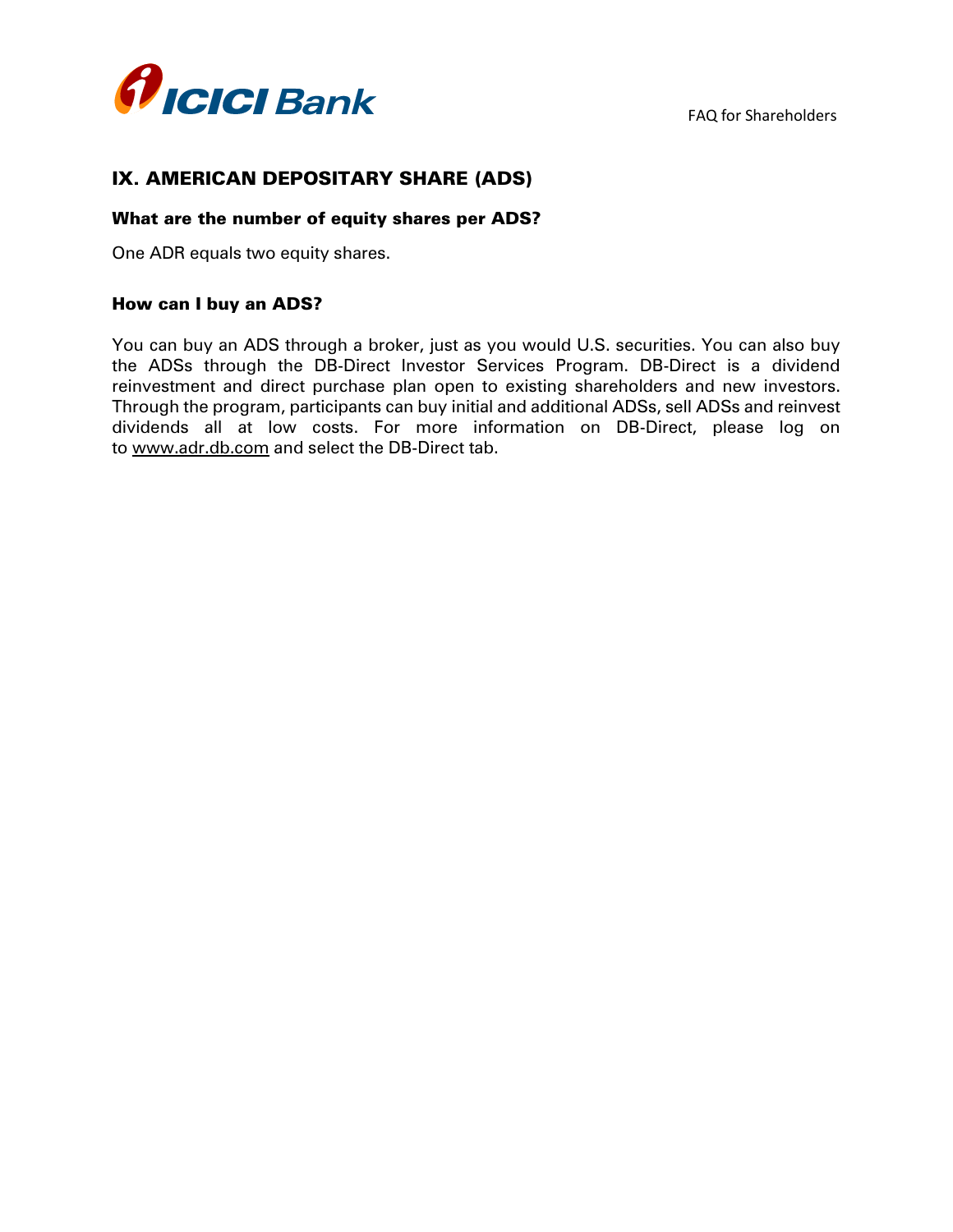## IX. AMERICAN DEPOSITARY SHARE (ADS)

### What are the number of equity shares per ADS?

One ADR equals two equity shares.

### How can I buy an ADS?

You can buy an ADS through a broker, just as you would U.S. securities. You can also buy the ADSs through the DB-Direct Investor Services Program. DB-Direct is a dividend reinvestment and direct purchase plan open to existing shareholders and new investors. Through the program, participants can buy initial and additional ADSs, sell ADSs and reinvest dividends all at low costs. For more information on DB-Direct, please log on to www.adr.db.com and select the DB-Direct tab.